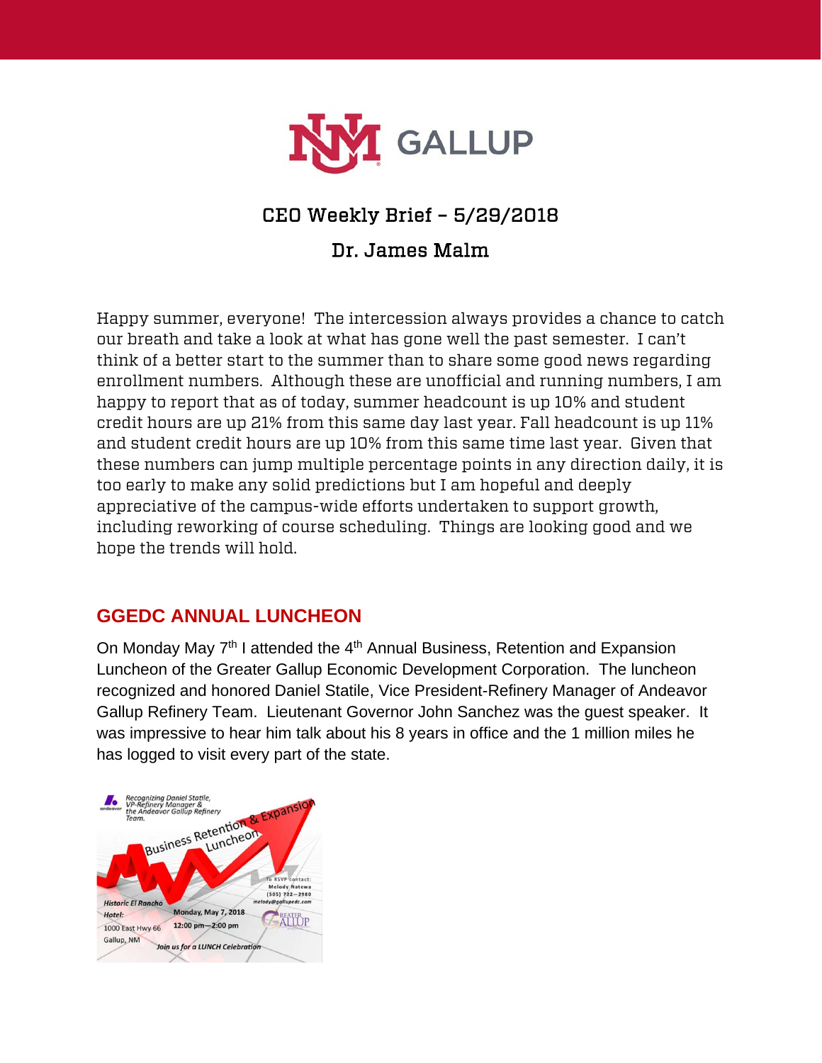# CEO Weekly Brief – 5/29/2018

## Dr. James Malm

Happy summer, everyone! The intercession always provides a chance to catch our breath and take a look at what has gone well the past semester. I can't think of a better start to the summer than to share some good news regarding enrollment numbers. Although these are unofficial and running numbers, I am happy to report that as of today, summer headcount is up 10% and student credit hours are up 21% from this same day last year. Fall headcount is up 11% and student credit hours are up 10% from this same time last year. Given that these numbers can jump multiple percentage points in any direction daily, it is too early to make any solid predictions but I am hopeful and deeply appreciative of the campus-wide efforts undertaken to support growth, including reworking of course scheduling. Things are looking good and we hope the trends will hold.

## GGEDC ANNUAL LUNCHEON

On Monday May 7th I attended the 4th Annual Business, Retention and Expansion Luncheon of the Greater Gallup Economic Development Corporation. The luncheon recognized and honored Daniel Statile, Vice President-Refinery Manager of Andeavor Gallup Refinery Team. Lieutenant Governor John Sanchez was the guest speaker. It was impressive to hear him talk about his 8 years in office and the 1 million miles he has logged to visit every part of the state.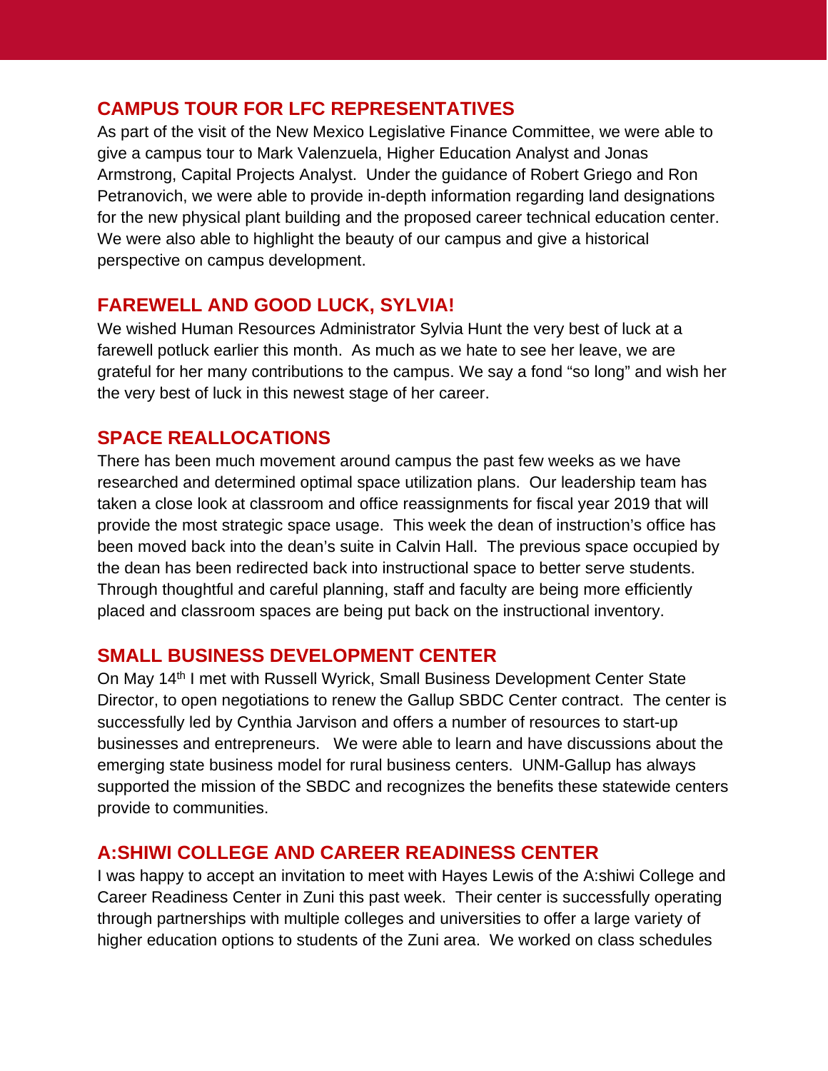## CAMPUS TOUR FOR LFC REPRESENTATIVES

As part of the visit of the New Mexico Legislative Finance Committee, we were able to give a campus tour to Mark Valenzuela, Higher Education Analyst and Jonas Armstrong, Capital Projects Analyst. Under the guidance of Robert Griego and Ron Petranovich, we were able to provide in-depth information regarding land designations for the new physical plant building and the proposed career technical education center. We were also able to highlight the beauty of our campus and give a historical perspective on campus development.

## FAREWELL AND GOOD LUCK, SYLVIA!

We wished Human Resources Administrator Sylvia Hunt the very best of luck at a farewell potluck earlier this month. As much as we hate to see her leave, we are grateful for her many contributions to the campus. We say a fond "so long" and wish her the very best of luck in this newest stage of her career.

## SPACE REALLOCATIONS

There has been much movement around campus the past few weeks as we have researched and determined optimal space utilization plans. Our leadership team has taken a close look at classroom and office reassignments for fiscal year 2019 that will provide the most strategic space usage. This week the dean of instruction's office has been moved back into the dean's suite in Calvin Hall. The previous space occupied by the dean has been redirected back into instructional space to better serve students. Through thoughtful and careful planning, staff and faculty are being more efficiently placed and classroom spaces are being put back on the instructional inventory.

## SMALL BUSINESS DEVELOPMENT CENTER

On May 14th I met with Russell Wyrick, Small Business Development Center State Director, to open negotiations to renew the Gallup SBDC Center contract. The center is successfully led by Cynthia Jarvison and offers a number of resources to start-up businesses and entrepreneurs. We were able to learn and have discussions about the emerging state business model for rural business centers. UNM-Gallup has always supported the mission of the SBDC and recognizes the benefits these statewide centers provide to communities.

## A:SHIWI COLLEGE AND CAREER READINESS CENTER

I was happy to accept an invitation to meet with Hayes Lewis of the A:shiwi College and Career Readiness Center in Zuni this past week. Their center is successfully operating through partnerships with multiple colleges and universities to offer a large variety of higher education options to students of the Zuni area. We worked on class schedules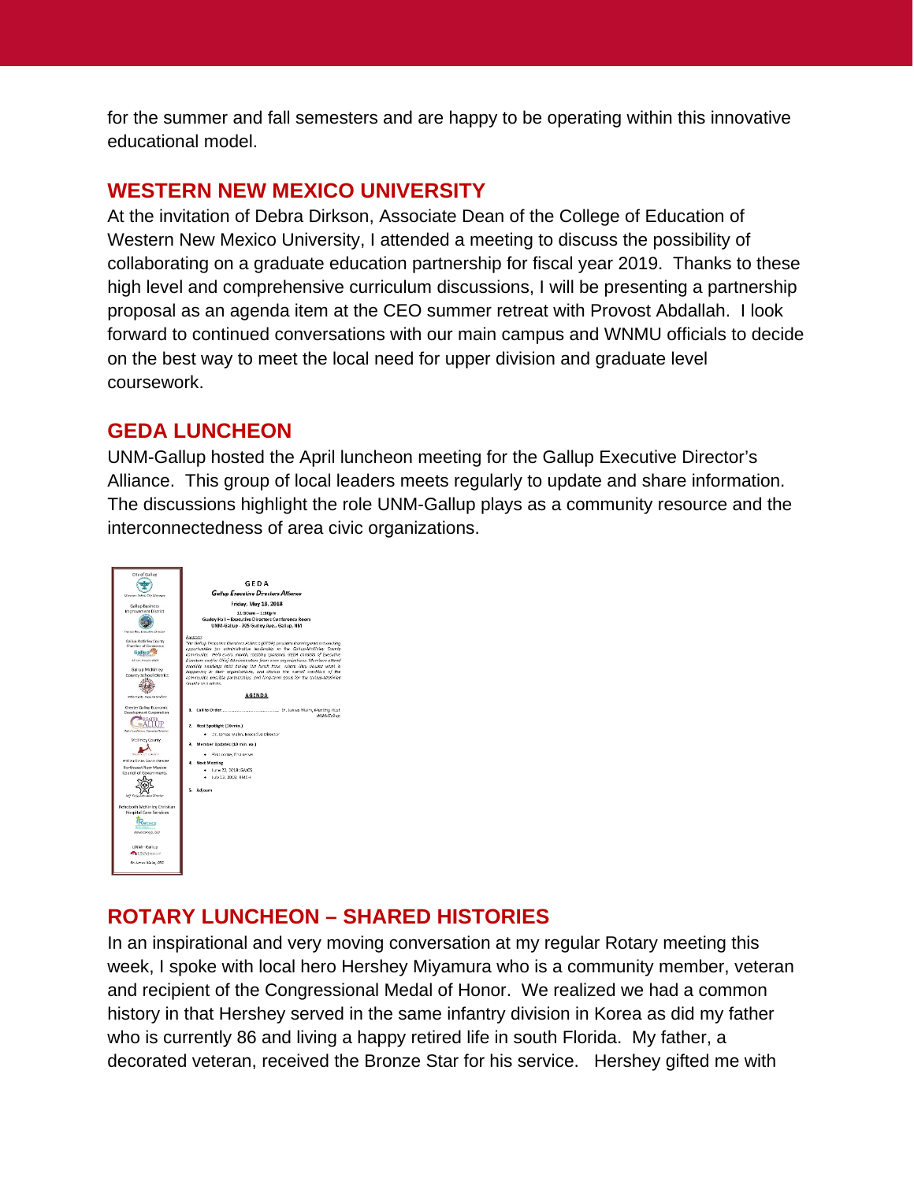for the summer and fall semesters and are happy to be operating within this innovative educational model.

## WESTERN NEW MEXICO UNIVERSITY

At the invitation of Debra Dirkson, Associate Dean of the College of Education of Western New Mexico University, I attended a meeting to discuss the possibility of collaborating on a graduate education partnership for fiscal year 2019. Thanks to these high level and comprehensive curriculum discussions, I will be presenting a partnership proposal as an agenda item at the CEO summer retreat with Provost Abdallah. I look forward to continued conversations with our main campus and WNMU officials to decide on the best way to meet the local need for upper division and graduate level coursework.

## GEDA LUNCHEON

UNM-Gallup hosted the April luncheon meeting for the Gallup Executive Director's Alliance. This group of local leaders meets regularly to update and share information. The discussions highlight the role UNM-Gallup plays as a community resource and the interconnectedness of area civic organizations.

## ROTARY LUNCHEON – SHARED HISTORIES

In an inspirational and very moving conversation at my regular Rotary meeting this week, I spoke with local hero Hershey Miyamura who is a community member, veteran and recipient of the Congressional Medal of Honor. We realized we had a common history in that Hershey served in the same infantry division in Korea as did my father who is currently 86 and living a happy retired life in south Florida. My father, a decorated veteran, received the Bronze Star for his service. Hershey gifted me with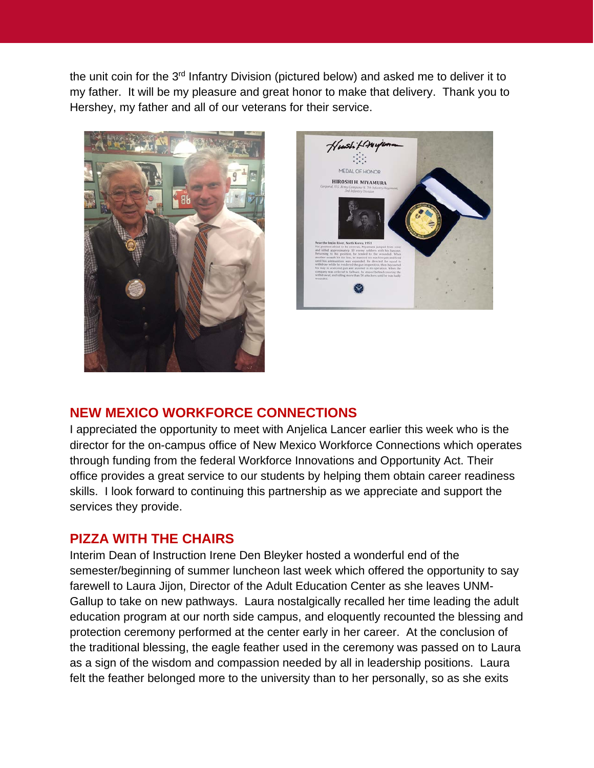the unit coin for the 3rd Infantry Division (pictured below) and asked me to deliver it to my father. It will be my pleasure and great honor to make that delivery. Thank you to Hershey, my father and all of our veterans for their service.

## NEW MEXICO WORKFORCE CONNECTIONS

I appreciated the opportunity to meet with Anjelica Lancer earlier this week who is the director for the on-campus office of New Mexico Workforce Connections which operates through funding from the federal Workforce Innovations and Opportunity Act. Their office provides a great service to our students by helping them obtain career readiness skills. I look forward to continuing this partnership as we appreciate and support the services they provide.

## PIZZA WITH THE CHAIRS

Interim Dean of Instruction Irene Den Bleyker hosted a wonderful end of the semester/beginning of summer luncheon last week which offered the opportunity to say farewell to Laura Jijon, Director of the Adult Education Center as she leaves UNM-Gallup to take on new pathways. Laura nostalgically recalled her time leading the adult education program at our north side campus, and eloquently recounted the blessing and protection ceremony performed at the center early in her career. At the conclusion of the traditional blessing, the eagle feather used in the ceremony was passed on to Laura as a sign of the wisdom and compassion needed by all in leadership positions. Laura felt the feather belonged more to the university than to her personally, so as she exits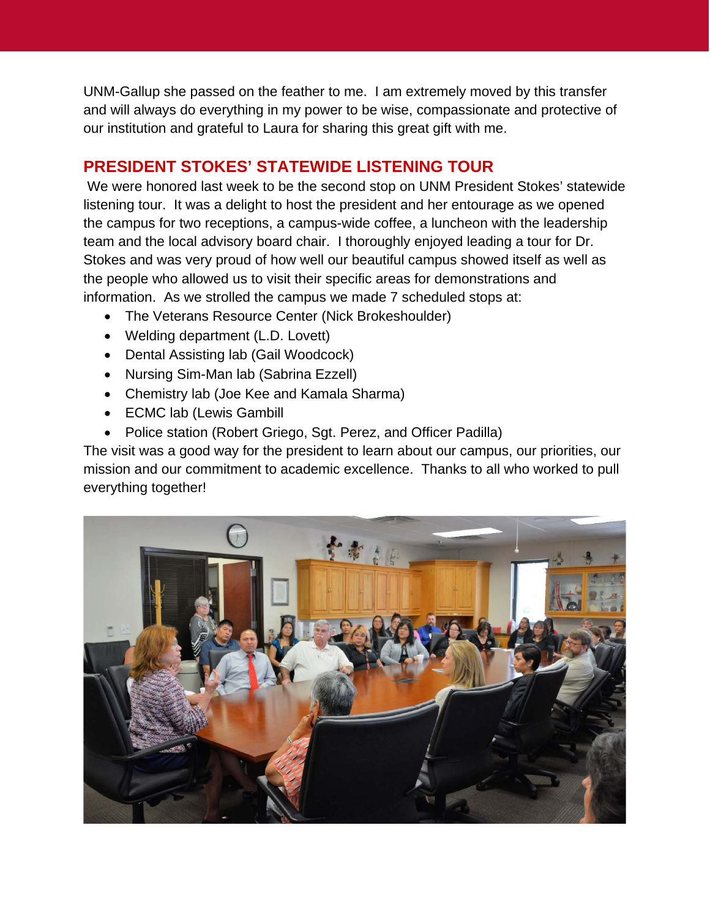UNM-Gallup she passed on the feather to me. I am extremely moved by this transfer and will always do everything in my power to be wise, compassionate and protective of our institution and grateful to Laura for sharing this great gift with me.

## PRESIDENT STOKES' STATEWIDE LISTENING TOUR

We were honored last week to be the second stop on UNM President Stokes' statewide listening tour. It was a delight to host the president and her entourage as we opened the campus for two receptions, a campus-wide coffee, a luncheon with the leadership team and the local advisory board chair. I thoroughly enjoyed leading a tour for Dr. Stokes and was very proud of how well our beautiful campus showed itself as well as the people who allowed us to visit their specific areas for demonstrations and information. As we strolled the campus we made 7 scheduled stops at:

- The Veterans Resource Center (Nick Brokeshoulder)
- Welding department (L.D. Lovett)
- Dental Assisting lab (Gail Woodcock)
- Nursing Sim-Man lab (Sabrina Ezzell)
- Chemistry lab (Joe Kee and Kamala Sharma)
- ECMC lab (Lewis Gambill
- Police station (Robert Griego, Sgt. Perez, and Officer Padilla)

The visit was a good way for the president to learn about our campus, our priorities, our mission and our commitment to academic excellence. Thanks to all who worked to pull everything together!